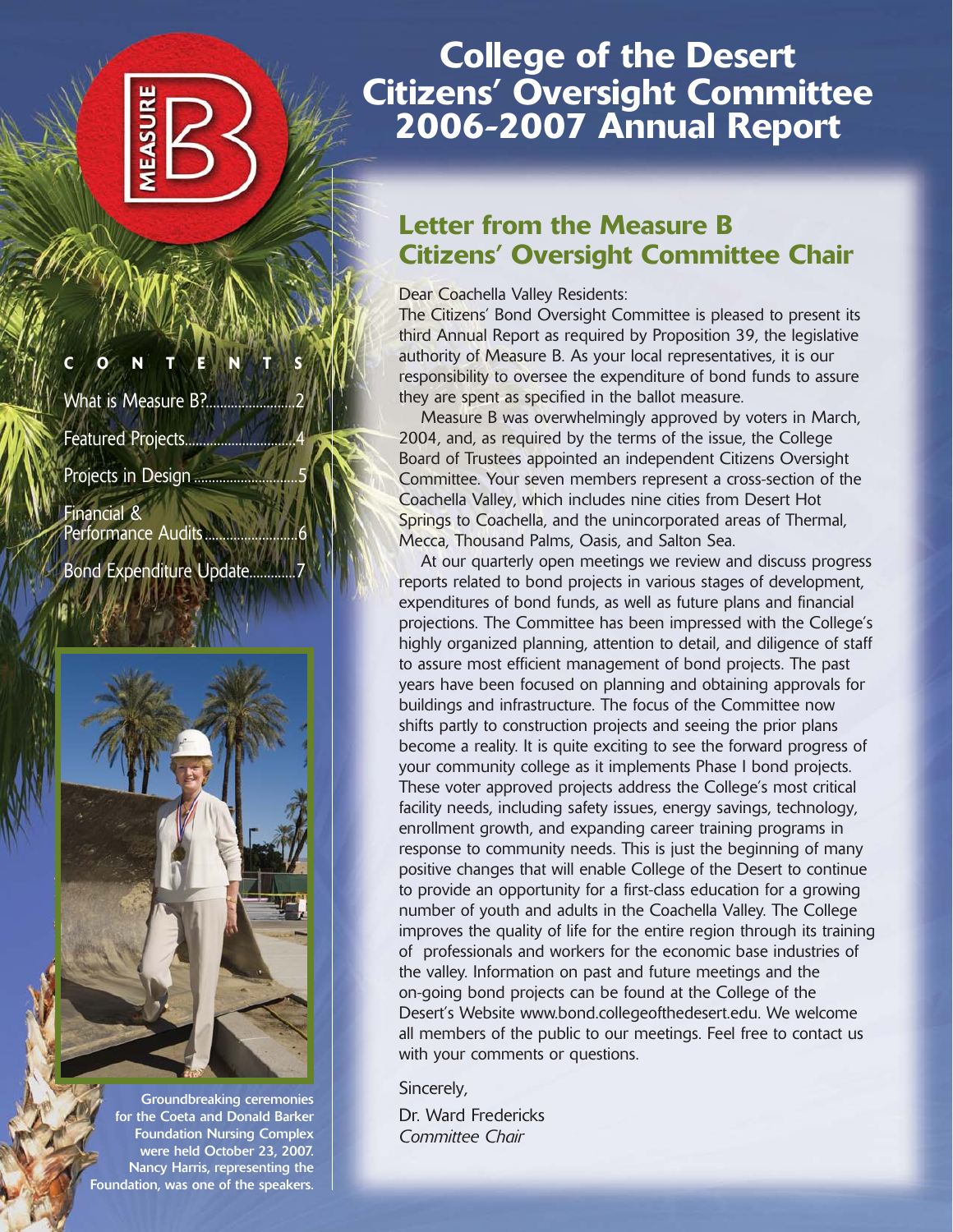# College of the Desert Citizens' Oversight Committee 2006-2007 Annual Report

CONTENTS

- What is Measure B? .......... 2
- Featured Projects .......... 4
- Projects in Design .......... 5
- Financial & Performance Audits .......... 6
- Bond Expenditure Update .......... 7

Groundbreaking ceremonies for the Coeta and Donald Barker Foundation Nursing Complex were held October 23, 2007. Nancy Harris, representing the Foundation, was one of the speakers.

## Letter from the Measure B Citizens' Oversight Committee Chair

Dear Coachella Valley Residents:

The Citizens' Bond Oversight Committee is pleased to present its third Annual Report as required by Proposition 39, the legislative authority of Measure B. As your local representatives, it is our responsibility to oversee the expenditure of bond funds to assure they are spent as specified in the ballot measure.

Measure B was overwhelmingly approved by voters in March, 2004, and, as required by the terms of the issue, the College Board of Trustees appointed an independent Citizens Oversight Committee. Your seven members represent a cross-section of the Coachella Valley, which includes nine cities from Desert Hot Springs to Coachella, and the unincorporated areas of Thermal, Mecca, Thousand Palms, Oasis, and Salton Sea.

At our quarterly open meetings we review and discuss progress reports related to bond projects in various stages of development, expenditures of bond funds, as well as future plans and financial projections. The Committee has been impressed with the College's highly organized planning, attention to detail, and diligence of staff to assure most efficient management of bond projects. The past years have been focused on planning and obtaining approvals for buildings and infrastructure. The focus of the Committee now shifts partly to construction projects and seeing the prior plans become a reality. It is quite exciting to see the forward progress of your community college as it implements Phase I bond projects. These voter approved projects address the College's most critical facility needs, including safety issues, energy savings, technology, enrollment growth, and expanding career training programs in response to community needs. This is just the beginning of many positive changes that will enable College of the Desert to continue to provide an opportunity for a first-class education for a growing number of youth and adults in the Coachella Valley. The College improves the quality of life for the entire region through its training of professionals and workers for the economic base industries of the valley. Information on past and future meetings and the on-going bond projects can be found at the College of the Desert's Website www.bond.collegeofthedesert.edu. We welcome all members of the public to our meetings. Feel free to contact us with your comments or questions.

Sincerely,

Dr. Ward Fredericks
*Committee Chair*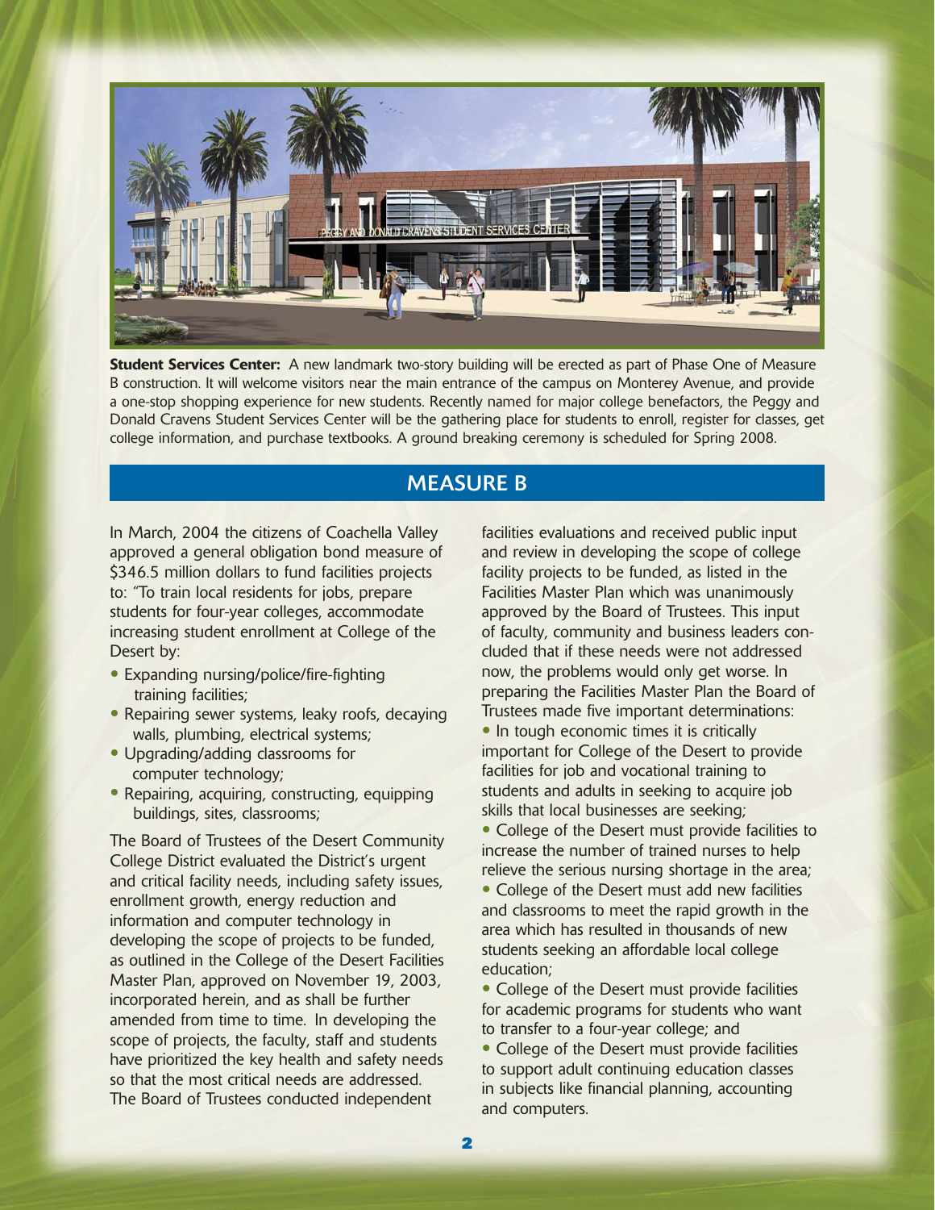**Student Services Center:** A new landmark two-story building will be erected as part of Phase One of Measure B construction. It will welcome visitors near the main entrance of the campus on Monterey Avenue, and provide a one-stop shopping experience for new students. Recently named for major college benefactors, the Peggy and Donald Cravens Student Services Center will be the gathering place for students to enroll, register for classes, get college information, and purchase textbooks. A ground breaking ceremony is scheduled for Spring 2008.

## MEASURE B

In March, 2004 the citizens of Coachella Valley approved a general obligation bond measure of $346.5 million dollars to fund facilities projects to: "To train local residents for jobs, prepare students for four-year colleges, accommodate increasing student enrollment at College of the Desert by:

- Expanding nursing/police/fire-fighting training facilities;
- Repairing sewer systems, leaky roofs, decaying walls, plumbing, electrical systems;
- Upgrading/adding classrooms for computer technology;
- Repairing, acquiring, constructing, equipping buildings, sites, classrooms;

The Board of Trustees of the Desert Community College District evaluated the District's urgent and critical facility needs, including safety issues, enrollment growth, energy reduction and information and computer technology in developing the scope of projects to be funded, as outlined in the College of the Desert Facilities Master Plan, approved on November 19, 2003, incorporated herein, and as shall be further amended from time to time. In developing the scope of projects, the faculty, staff and students have prioritized the key health and safety needs so that the most critical needs are addressed. The Board of Trustees conducted independent facilities evaluations and received public input and review in developing the scope of college facility projects to be funded, as listed in the Facilities Master Plan which was unanimously approved by the Board of Trustees. This input of faculty, community and business leaders concluded that if these needs were not addressed now, the problems would only get worse. In preparing the Facilities Master Plan the Board of Trustees made five important determinations:

- In tough economic times it is critically important for College of the Desert to provide facilities for job and vocational training to students and adults in seeking to acquire job skills that local businesses are seeking;
- College of the Desert must provide facilities to increase the number of trained nurses to help relieve the serious nursing shortage in the area;
- College of the Desert must add new facilities and classrooms to meet the rapid growth in the area which has resulted in thousands of new students seeking an affordable local college education;
- College of the Desert must provide facilities for academic programs for students who want to transfer to a four-year college; and
- College of the Desert must provide facilities to support adult continuing education classes in subjects like financial planning, accounting and computers.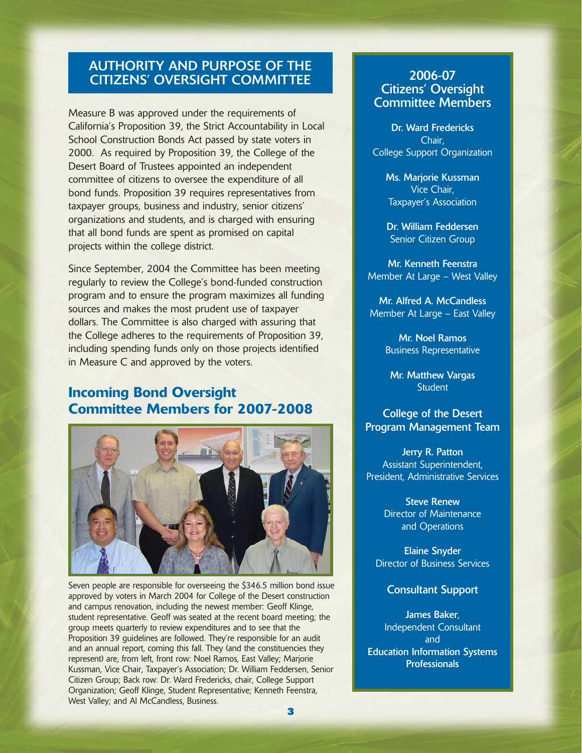## AUTHORITY AND PURPOSE OF THE CITIZENS' OVERSIGHT COMMITTEE

Measure B was approved under the requirements of California's Proposition 39, the Strict Accountability in Local School Construction Bonds Act passed by state voters in 2000. As required by Proposition 39, the College of the Desert Board of Trustees appointed an independent committee of citizens to oversee the expenditure of all bond funds. Proposition 39 requires representatives from taxpayer groups, business and industry, senior citizens' organizations and students, and is charged with ensuring that all bond funds are spent as promised on capital projects within the college district.

Since September, 2004 the Committee has been meeting regularly to review the College's bond-funded construction program and to ensure the program maximizes all funding sources and makes the most prudent use of taxpayer dollars. The Committee is also charged with assuring that the College adheres to the requirements of Proposition 39, including spending funds only on those projects identified in Measure C and approved by the voters.

## Incoming Bond Oversight Committee Members for 2007-2008

Seven people are responsible for overseeing the $346.5 million bond issue approved by voters in March 2004 for College of the Desert construction and campus renovation, including the newest member: Geoff Klinge, student representative. Geoff was seated at the recent board meeting; the group meets quarterly to review expenditures and to see that the Proposition 39 guidelines are followed. They're responsible for an audit and an annual report, coming this fall. They (and the constituencies they represent) are, from left, front row: Noel Ramos, East Valley; Marjorie Kussman, Vice Chair, Taxpayer's Association; Dr. William Feddersen, Senior Citizen Group; Back row: Dr. Ward Fredericks, chair, College Support Organization; Geoff Klinge, Student Representative; Kenneth Feenstra, West Valley; and Al McCandless, Business.

## 2006-07 Citizens' Oversight Committee Members

**Dr. Ward Fredericks**
Chair,
College Support Organization

**Ms. Marjorie Kussman**
Vice Chair,
Taxpayer's Association

**Dr. William Feddersen**
Senior Citizen Group

**Mr. Kenneth Feenstra**
Member At Large – West Valley

**Mr. Alfred A. McCandless**
Member At Large – East Valley

**Mr. Noel Ramos**
Business Representative

**Mr. Matthew Vargas**
Student

### College of the Desert Program Management Team

**Jerry R. Patton**
Assistant Superintendent,
President, Administrative Services

**Steve Renew**
Director of Maintenance
and Operations

**Elaine Snyder**
Director of Business Services

### Consultant Support

**James Baker**,
Independent Consultant
and
**Education Information Systems Professionals**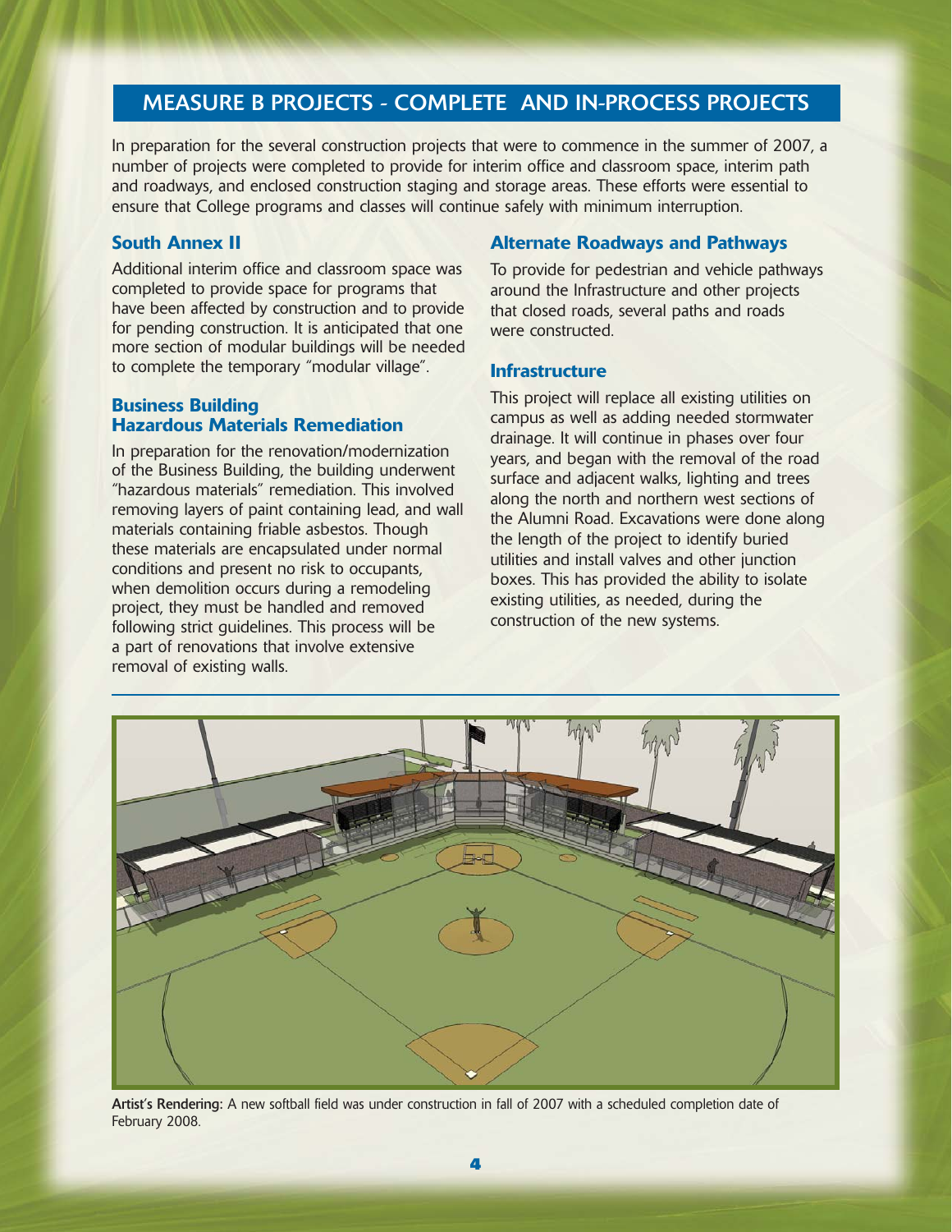## MEASURE B PROJECTS - COMPLETE AND IN-PROCESS PROJECTS

In preparation for the several construction projects that were to commence in the summer of 2007, a number of projects were completed to provide for interim office and classroom space, interim path and roadways, and enclosed construction staging and storage areas. These efforts were essential to ensure that College programs and classes will continue safely with minimum interruption.

### South Annex II

Additional interim office and classroom space was completed to provide space for programs that have been affected by construction and to provide for pending construction. It is anticipated that one more section of modular buildings will be needed to complete the temporary "modular village".

### Business Building Hazardous Materials Remediation

In preparation for the renovation/modernization of the Business Building, the building underwent "hazardous materials" remediation. This involved removing layers of paint containing lead, and wall materials containing friable asbestos. Though these materials are encapsulated under normal conditions and present no risk to occupants, when demolition occurs during a remodeling project, they must be handled and removed following strict guidelines. This process will be a part of renovations that involve extensive removal of existing walls.

### Alternate Roadways and Pathways

To provide for pedestrian and vehicle pathways around the Infrastructure and other projects that closed roads, several paths and roads were constructed.

### Infrastructure

This project will replace all existing utilities on campus as well as adding needed stormwater drainage. It will continue in phases over four years, and began with the removal of the road surface and adjacent walks, lighting and trees along the north and northern west sections of the Alumni Road. Excavations were done along the length of the project to identify buried utilities and install valves and other junction boxes. This has provided the ability to isolate existing utilities, as needed, during the construction of the new systems.

**Artist's Rendering:** A new softball field was under construction in fall of 2007 with a scheduled completion date of February 2008.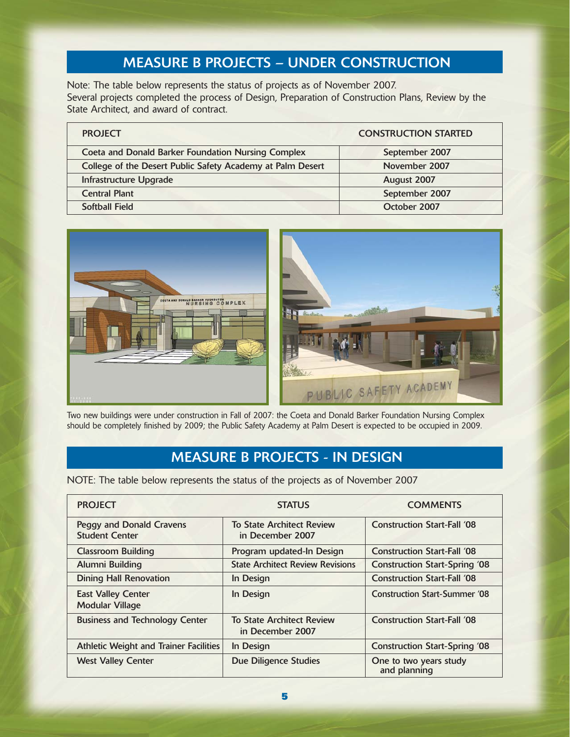## MEASURE B PROJECTS – UNDER CONSTRUCTION

Note: The table below represents the status of projects as of November 2007.
Several projects completed the process of Design, Preparation of Construction Plans, Review by the State Architect, and award of contract.

| PROJECT | CONSTRUCTION STARTED |
|---|---|
| Coeta and Donald Barker Foundation Nursing Complex | September 2007 |
| College of the Desert Public Safety Academy at Palm Desert | November 2007 |
| Infrastructure Upgrade | August 2007 |
| Central Plant | September 2007 |
| Softball Field | October 2007 |

Two new buildings were under construction in Fall of 2007: the Coeta and Donald Barker Foundation Nursing Complex should be completely finished by 2009; the Public Safety Academy at Palm Desert is expected to be occupied in 2009.

## MEASURE B PROJECTS - IN DESIGN

NOTE: The table below represents the status of the projects as of November 2007

| PROJECT | STATUS | COMMENTS |
|---|---|---|
| Peggy and Donald Cravens Student Center | To State Architect Review in December 2007 | Construction Start-Fall '08 |
| Classroom Building | Program updated-In Design | Construction Start-Fall '08 |
| Alumni Building | State Architect Review Revisions | Construction Start-Spring '08 |
| Dining Hall Renovation | In Design | Construction Start-Fall '08 |
| East Valley Center Modular Village | In Design | Construction Start-Summer '08 |
| Business and Technology Center | To State Architect Review in December 2007 | Construction Start-Fall '08 |
| Athletic Weight and Trainer Facilities | In Design | Construction Start-Spring '08 |
| West Valley Center | Due Diligence Studies | One to two years study and planning |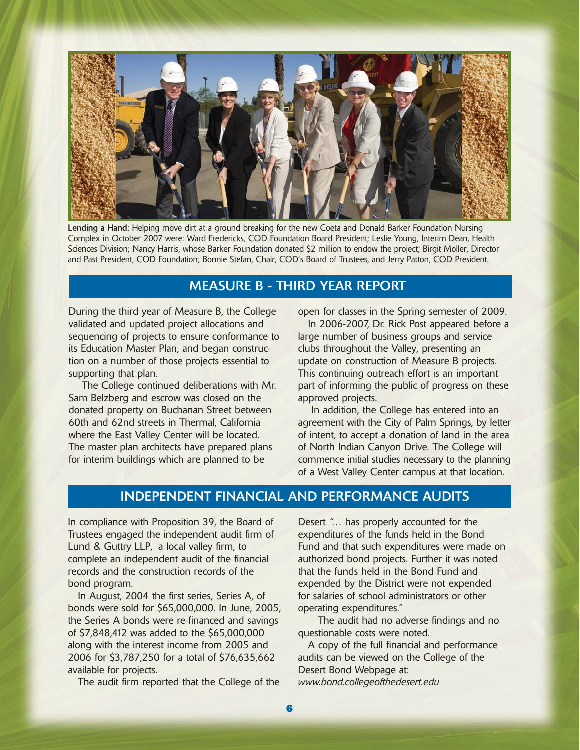**Lending a Hand:** Helping move dirt at a ground breaking for the new Coeta and Donald Barker Foundation Nursing Complex in October 2007 were: Ward Fredericks, COD Foundation Board President; Leslie Young, Interim Dean, Health Sciences Division; Nancy Harris, whose Barker Foundation donated $2 million to endow the project; Birgit Moller, Director and Past President, COD Foundation; Bonnie Stefan, Chair, COD's Board of Trustees, and Jerry Patton, COD President.

## MEASURE B - THIRD YEAR REPORT

During the third year of Measure B, the College validated and updated project allocations and sequencing of projects to ensure conformance to its Education Master Plan, and began construction on a number of those projects essential to supporting that plan.

The College continued deliberations with Mr. Sam Belzberg and escrow was closed on the donated property on Buchanan Street between 60th and 62nd streets in Thermal, California where the East Valley Center will be located. The master plan architects have prepared plans for interim buildings which are planned to be open for classes in the Spring semester of 2009.

In 2006-2007, Dr. Rick Post appeared before a large number of business groups and service clubs throughout the Valley, presenting an update on construction of Measure B projects. This continuing outreach effort is an important part of informing the public of progress on these approved projects.

In addition, the College has entered into an agreement with the City of Palm Springs, by letter of intent, to accept a donation of land in the area of North Indian Canyon Drive. The College will commence initial studies necessary to the planning of a West Valley Center campus at that location.

## INDEPENDENT FINANCIAL AND PERFORMANCE AUDITS

In compliance with Proposition 39, the Board of Trustees engaged the independent audit firm of Lund & Guttry LLP, a local valley firm, to complete an independent audit of the financial records and the construction records of the bond program.

In August, 2004 the first series, Series A, of bonds were sold for $65,000,000. In June, 2005, the Series A bonds were re-financed and savings of $7,848,412 was added to the $65,000,000 along with the interest income from 2005 and 2006 for $3,787,250 for a total of $76,635,662 available for projects.

The audit firm reported that the College of the Desert "… has properly accounted for the expenditures of the funds held in the Bond Fund and that such expenditures were made on authorized bond projects. Further it was noted that the funds held in the Bond Fund and expended by the District were not expended for salaries of school administrators or other operating expenditures."

The audit had no adverse findings and no questionable costs were noted.

A copy of the full financial and performance audits can be viewed on the College of the Desert Bond Webpage at: *www.bond.collegeofthedesert.edu*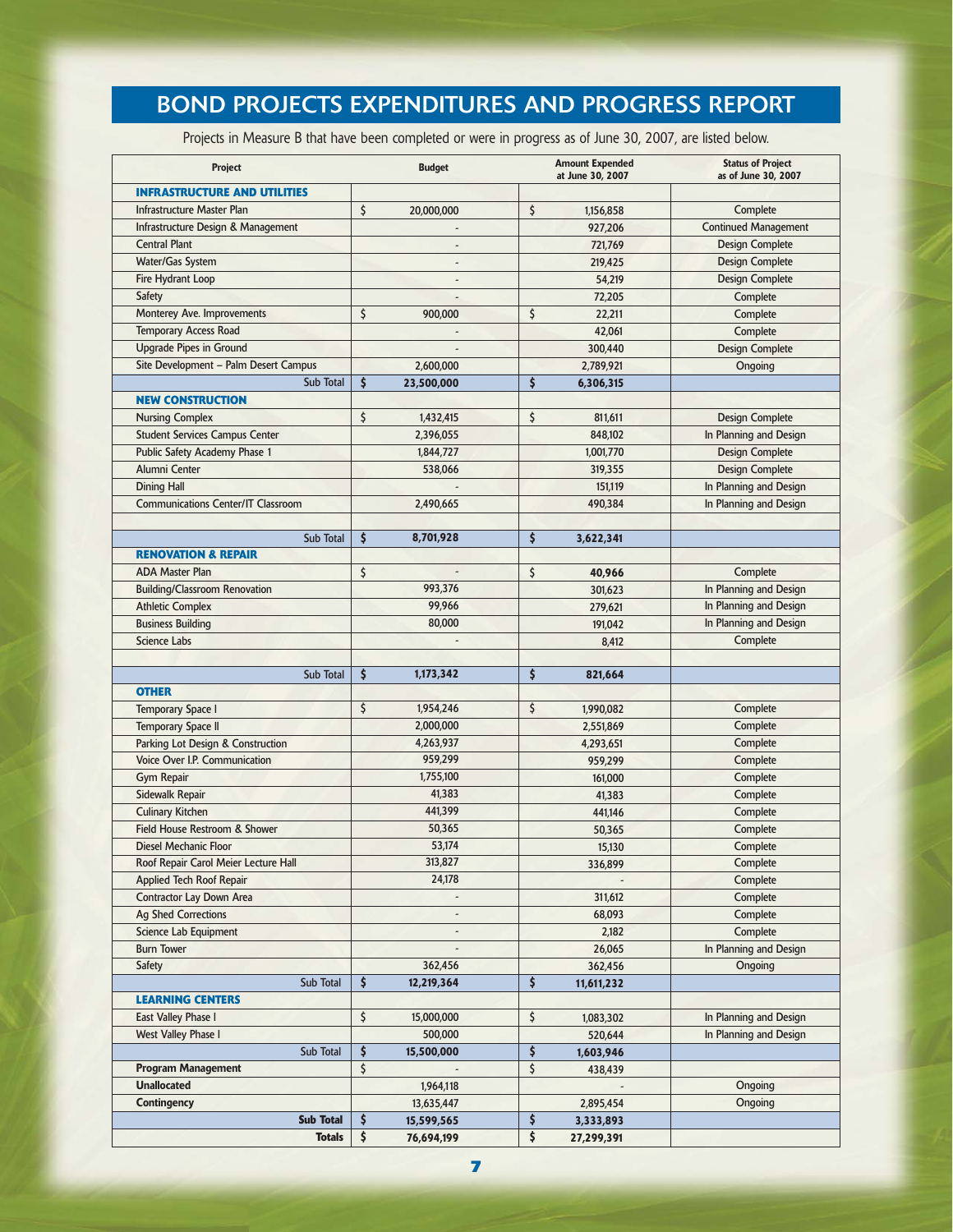# BOND PROJECTS EXPENDITURES AND PROGRESS REPORT

Projects in Measure B that have been completed or were in progress as of June 30, 2007, are listed below.

| Project | Budget | Amount Expended at June 30, 2007 | Status of Project as of June 30, 2007 |
|---|---|---|---|
| **INFRASTRUCTURE AND UTILITIES** | | | |
| Infrastructure Master Plan | $ 20,000,000 | $ 1,156,858 | Complete |
| Infrastructure Design & Management | - | 927,206 | Continued Management |
| Central Plant | - | 721,769 | Design Complete |
| Water/Gas System | - | 219,425 | Design Complete |
| Fire Hydrant Loop | - | 54,219 | Design Complete |
| Safety | - | 72,205 | Complete |
| Monterey Ave. Improvements | $ 900,000 | $ 22,211 | Complete |
| Temporary Access Road | - | 42,061 | Complete |
| Upgrade Pipes in Ground | - | 300,440 | Design Complete |
| Site Development – Palm Desert Campus | 2,600,000 | 2,789,921 | Ongoing |
| Sub Total | **$ 23,500,000** | **$ 6,306,315** | |
| **NEW CONSTRUCTION** | | | |
| Nursing Complex | $ 1,432,415 | $ 811,611 | Design Complete |
| Student Services Campus Center | 2,396,055 | 848,102 | In Planning and Design |
| Public Safety Academy Phase 1 | 1,844,727 | 1,001,770 | Design Complete |
| Alumni Center | 538,066 | 319,355 | Design Complete |
| Dining Hall | - | 151,119 | In Planning and Design |
| Communications Center/IT Classroom | 2,490,665 | 490,384 | In Planning and Design |
| Sub Total | **$ 8,701,928** | **$ 3,622,341** | |
| **RENOVATION & REPAIR** | | | |
| ADA Master Plan | $ - | $ **40,966** | Complete |
| Building/Classroom Renovation | 993,376 | 301,623 | In Planning and Design |
| Athletic Complex | 99,966 | 279,621 | In Planning and Design |
| Business Building | 80,000 | 191,042 | In Planning and Design |
| Science Labs | - | 8,412 | Complete |
| Sub Total | **$ 1,173,342** | **$ 821,664** | |
| **OTHER** | | | |
| Temporary Space I | $ 1,954,246 | $ 1,990,082 | Complete |
| Temporary Space II | 2,000,000 | 2,551,869 | Complete |
| Parking Lot Design & Construction | 4,263,937 | 4,293,651 | Complete |
| Voice Over I.P. Communication | 959,299 | 959,299 | Complete |
| Gym Repair | 1,755,100 | 161,000 | Complete |
| Sidewalk Repair | 41,383 | 41,383 | Complete |
| Culinary Kitchen | 441,399 | 441,146 | Complete |
| Field House Restroom & Shower | 50,365 | 50,365 | Complete |
| Diesel Mechanic Floor | 53,174 | 15,130 | Complete |
| Roof Repair Carol Meier Lecture Hall | 313,827 | 336,899 | Complete |
| Applied Tech Roof Repair | 24,178 | - | Complete |
| Contractor Lay Down Area | - | 311,612 | Complete |
| Ag Shed Corrections | - | 68,093 | Complete |
| Science Lab Equipment | - | 2,182 | Complete |
| Burn Tower | - | 26,065 | In Planning and Design |
| Safety | 362,456 | 362,456 | Ongoing |
| Sub Total | **$ 12,219,364** | **$ 11,611,232** | |
| **LEARNING CENTERS** | | | |
| East Valley Phase I | $ 15,000,000 | $ 1,083,302 | In Planning and Design |
| West Valley Phase I | 500,000 | 520,644 | In Planning and Design |
| Sub Total | **$ 15,500,000** | **$ 1,603,946** | |
| **Program Management** | $ - | $ 438,439 | |
| **Unallocated** | 1,964,118 | - | Ongoing |
| **Contingency** | 13,635,447 | 2,895,454 | Ongoing |
| **Sub Total** | **$ 15,599,565** | **$ 3,333,893** | |
| **Totals** | **$ 76,694,199** | **$ 27,299,391** | |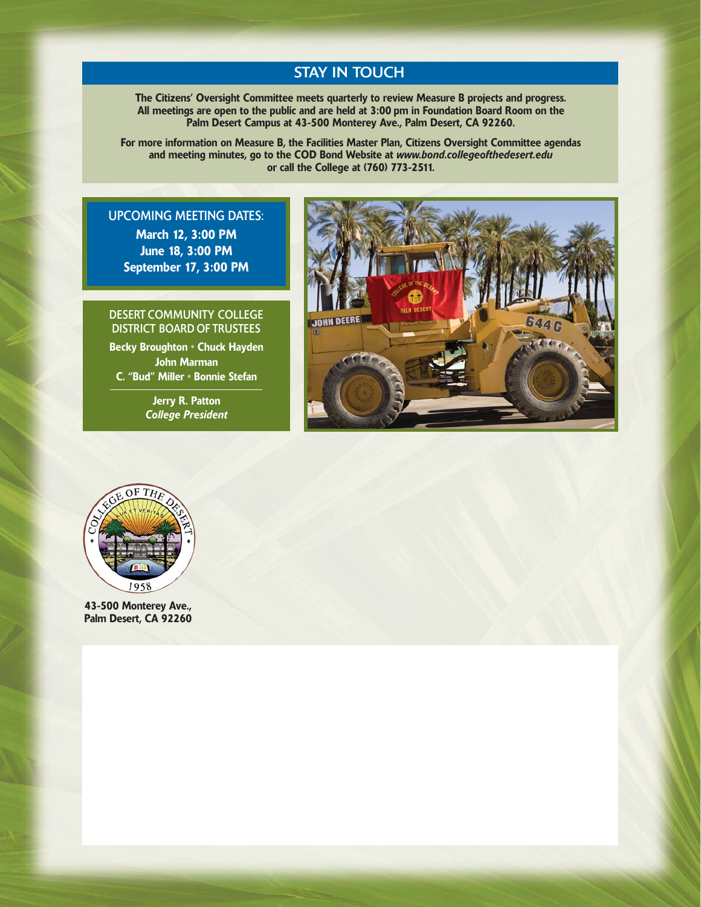## STAY IN TOUCH

**The Citizens' Oversight Committee meets quarterly to review Measure B projects and progress. All meetings are open to the public and are held at 3:00 pm in Foundation Board Room on the Palm Desert Campus at 43-500 Monterey Ave., Palm Desert, CA 92260.**

**For more information on Measure B, the Facilities Master Plan, Citizens Oversight Committee agendas and meeting minutes, go to the COD Bond Website at *www.bond.collegeofthedesert.edu* or call the College at (760) 773-2511.**

### UPCOMING MEETING DATES:

**March 12, 3:00 PM**
**June 18, 3:00 PM**
**September 17, 3:00 PM**

### DESERT COMMUNITY COLLEGE DISTRICT BOARD OF TRUSTEES

**Becky Broughton • Chuck Hayden**
**John Marman**
**C. "Bud" Miller • Bonnie Stefan**

---

**Jerry R. Patton**
***College President***

**43-500 Monterey Ave.,**
**Palm Desert, CA 92260**